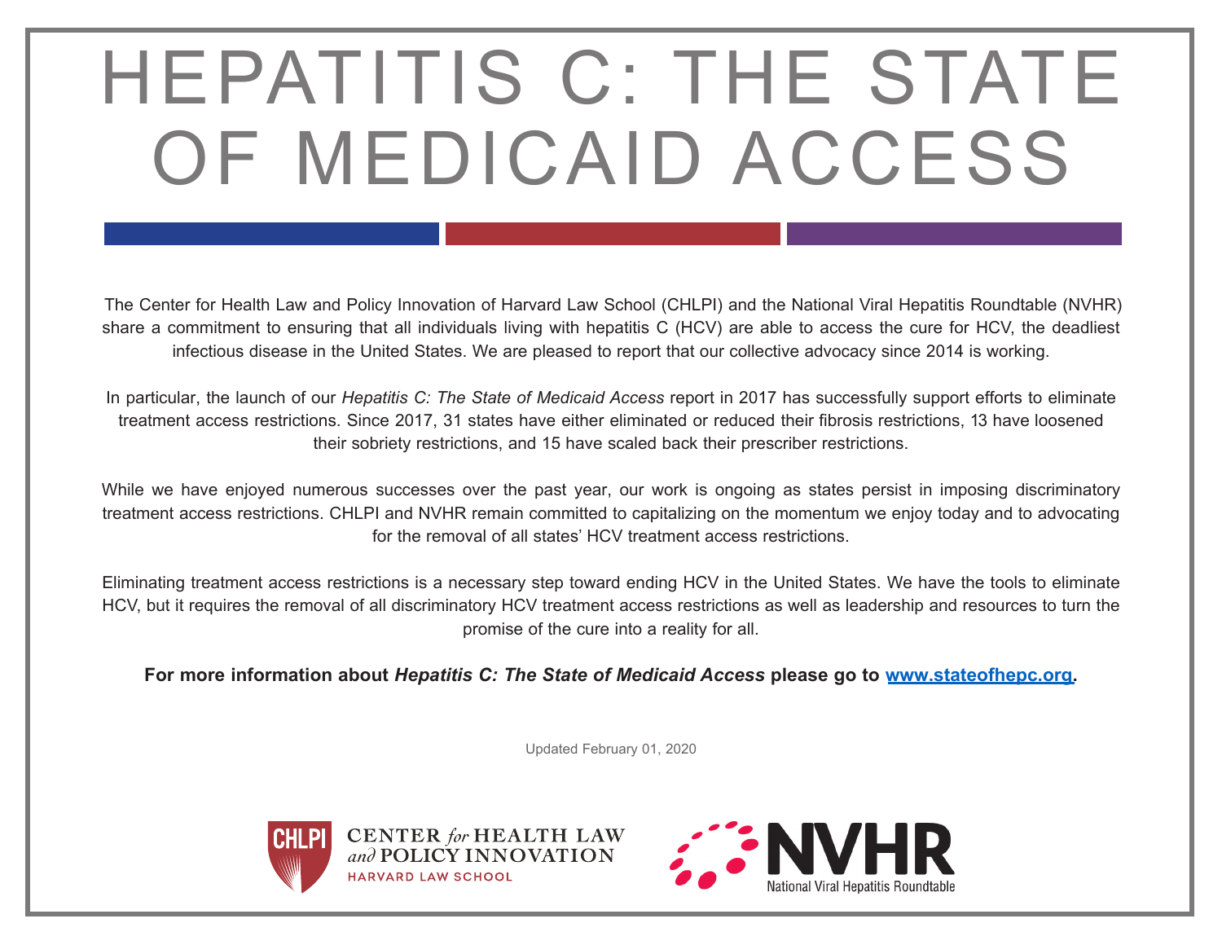# HEPATITIS C: THE STATE OF MEDICAID ACCESS

The Center for Health Law and Policy Innovation of Harvard Law School (CHLPI) and the National Viral Hepatitis Roundtable (NVHR) share a commitment to ensuring that all individuals living with hepatitis C (HCV) are able to access the cure for HCV, the deadliest infectious disease in the United States. We are pleased to report that our collective advocacy since 2014 is working.

In particular, the launch of our *Hepatitis C: The State of Medicaid Access* report in 2017 has successfully support efforts to eliminate treatment access restrictions. Since 2017, 31 states have either eliminated or reduced their fibrosis restrictions, 13 have loosened their sobriety restrictions, and 15 have scaled back their prescriber restrictions.

While we have enjoyed numerous successes over the past year, our work is ongoing as states persist in imposing discriminatory treatment access restrictions. CHLPI and NVHR remain committed to capitalizing on the momentum we enjoy today and to advocating for the removal of all states' HCV treatment access restrictions.

Eliminating treatment access restrictions is a necessary step toward ending HCV in the United States. We have the tools to eliminate HCV, but it requires the removal of all discriminatory HCV treatment access restrictions as well as leadership and resources to turn the promise of the cure into a reality for all.

**For more information about *Hepatitis C: The State of Medicaid Access* please go to [www.stateofhepc.org](http://www.stateofhepc.org).**

Updated February 01, 2020

CHLPI — CENTER *for* HEALTH LAW *and* POLICY INNOVATION — HARVARD LAW SCHOOL

NVHR — National Viral Hepatitis Roundtable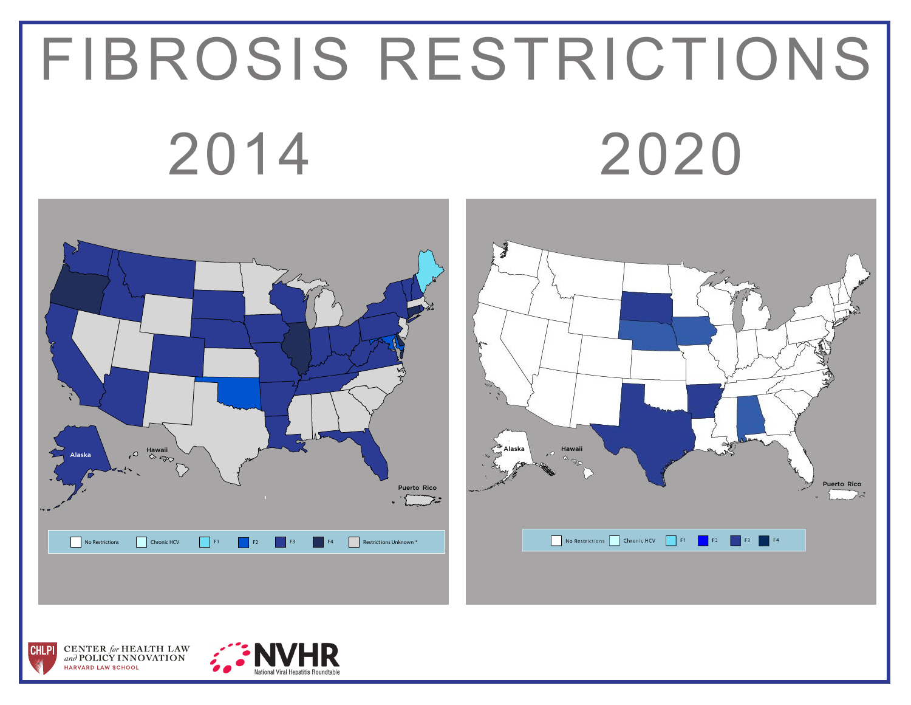# FIBROSIS RESTRICTIONS

## 2014

Alaska

Hawaii

Puerto Rico

No Restrictions | Chronic HCV | F1 | F2 | F3 | F4 | Restrictions Unknown *

## 2020

Alaska

Hawaii

Puerto Rico

No Restrictions | Chronic HCV | F1 | F2 | F3 | F4

CHLPI CENTER *for* HEALTH LAW *and* POLICY INNOVATION HARVARD LAW SCHOOL

NVHR National Viral Hepatitis Roundtable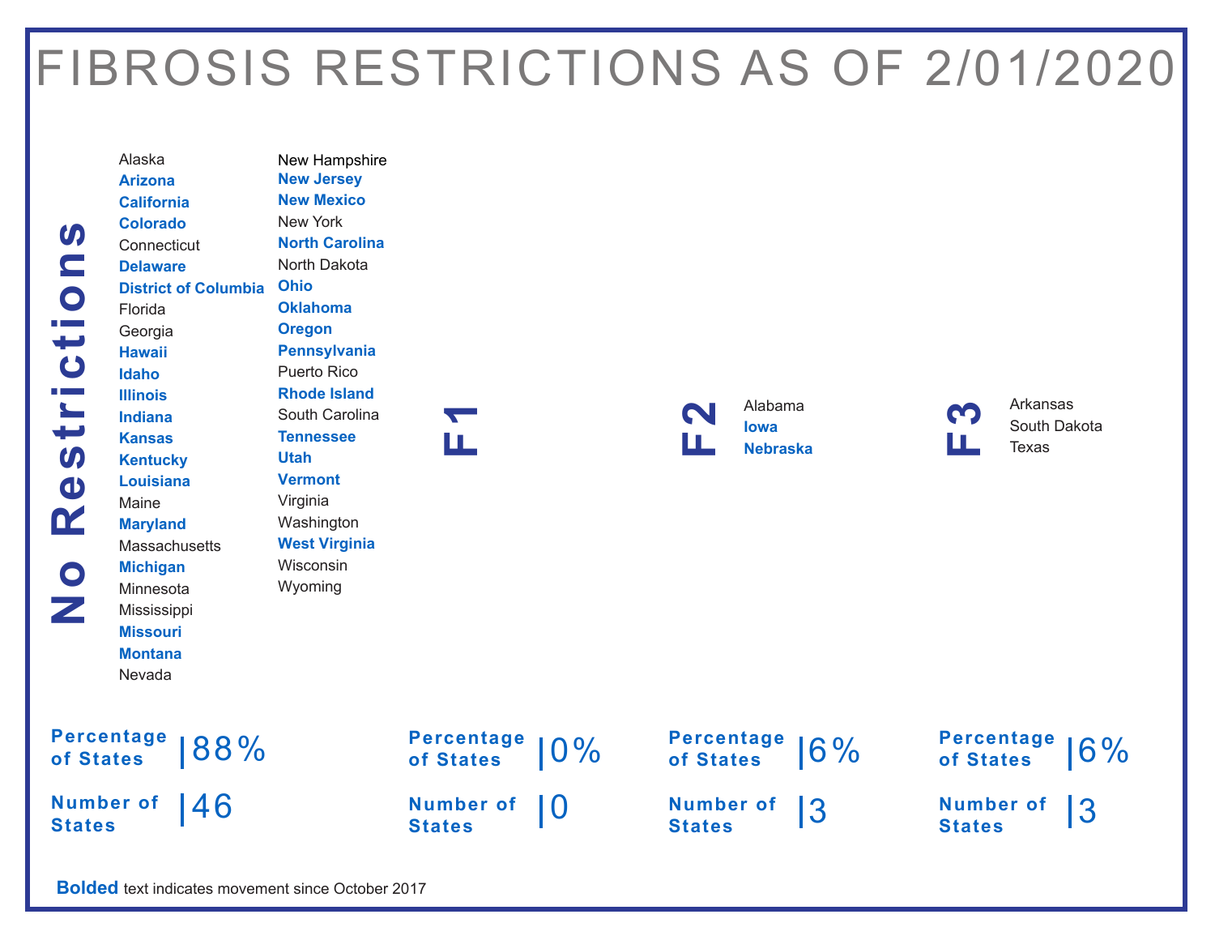# FIBROSIS RESTRICTIONS AS OF 2/01/2020

## No Restrictions

- Alaska
- **Arizona**
- **California**
- **Colorado**
- Connecticut
- **Delaware**
- **District of Columbia**
- Florida
- Georgia
- **Hawaii**
- **Idaho**
- **Illinois**
- **Indiana**
- **Kansas**
- **Kentucky**
- **Louisiana**
- Maine
- **Maryland**
- Massachusetts
- **Michigan**
- Minnesota
- Mississippi
- **Missouri**
- **Montana**
- Nevada
- New Hampshire
- **New Jersey**
- **New Mexico**
- New York
- **North Carolina**
- North Dakota
- **Ohio**
- **Oklahoma**
- **Oregon**
- **Pennsylvania**
- Puerto Rico
- **Rhode Island**
- South Carolina
- **Tennessee**
- **Utah**
- **Vermont**
- Virginia
- Washington
- **West Virginia**
- Wisconsin
- Wyoming

**Percentage of States** | 88%

**Number of States** | 46

## F1

**Percentage of States** | 0%

**Number of States** | 0

## F2

- Alabama
- **Iowa**
- **Nebraska**

**Percentage of States** | 6%

**Number of States** | 3

## F3

- Arkansas
- South Dakota
- Texas

**Percentage of States** | 6%

**Number of States** | 3

**Bolded** text indicates movement since October 2017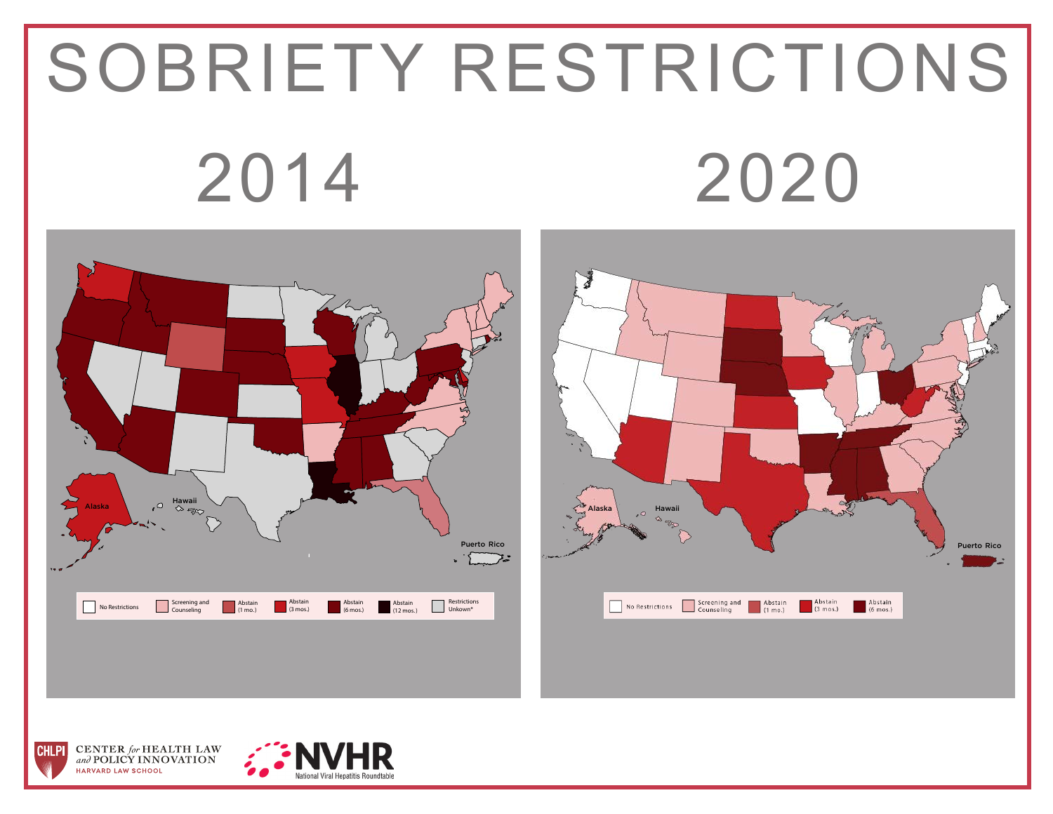# SOBRIETY RESTRICTIONS

## 2014

Alaska

Hawaii

Puerto Rico

No Restrictions

Screening and Counseling

Abstain (1 mo.)

Abstain (3 mos.)

Abstain (6 mos.)

Abstain (12 mos.)

Restrictions Unkown*

## 2020

Alaska

Hawaii

Puerto Rico

No Restrictions

Screening and Counseling

Abstain (1 mo.)

Abstain (3 mos.)

Abstain (6 mos.)

CHLPI CENTER *for* HEALTH LAW *and* POLICY INNOVATION HARVARD LAW SCHOOL

NVHR National Viral Hepatitis Roundtable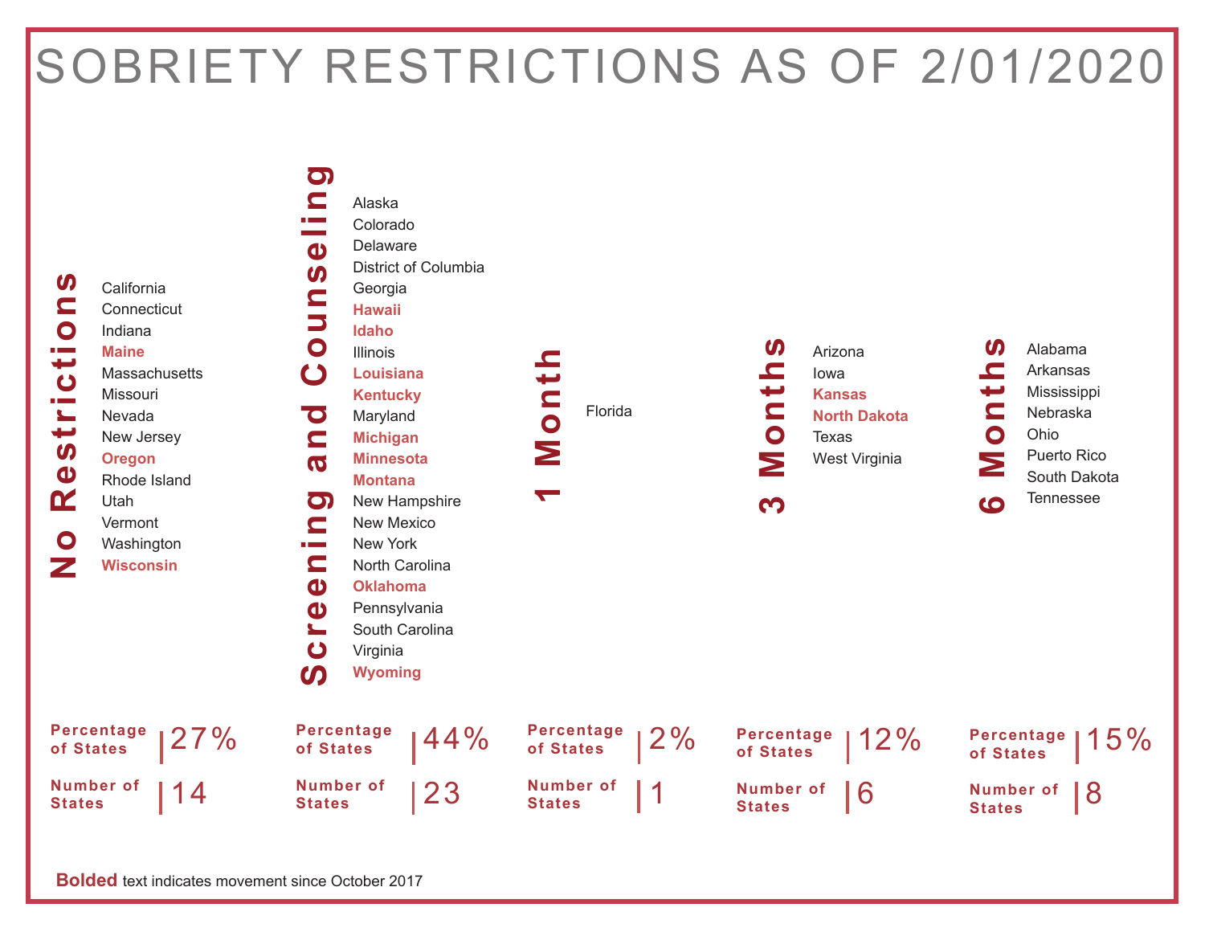# SOBRIETY RESTRICTIONS AS OF 2/01/2020

## No Restrictions

- California
- Connecticut
- Indiana
- **Maine**
- Massachusetts
- Missouri
- Nevada
- New Jersey
- **Oregon**
- Rhode Island
- Utah
- Vermont
- Washington
- **Wisconsin**

Percentage of States | 27%

Number of States | 14

## Screening and Counseling

- Alaska
- Colorado
- Delaware
- District of Columbia
- Georgia
- **Hawaii**
- **Idaho**
- Illinois
- **Louisiana**
- **Kentucky**
- Maryland
- **Michigan**
- **Minnesota**
- **Montana**
- New Hampshire
- New Mexico
- New York
- North Carolina
- **Oklahoma**
- Pennsylvania
- South Carolina
- Virginia
- **Wyoming**

Percentage of States | 44%

Number of States | 23

## 1 Month

- Florida

Percentage of States | 2%

Number of States | 1

## 3 Months

- Arizona
- Iowa
- **Kansas**
- **North Dakota**
- Texas
- West Virginia

Percentage of States | 12%

Number of States | 6

## 6 Months

- Alabama
- Arkansas
- Mississippi
- Nebraska
- Ohio
- Puerto Rico
- South Dakota
- Tennessee

Percentage of States | 15%

Number of States | 8

**Bolded** text indicates movement since October 2017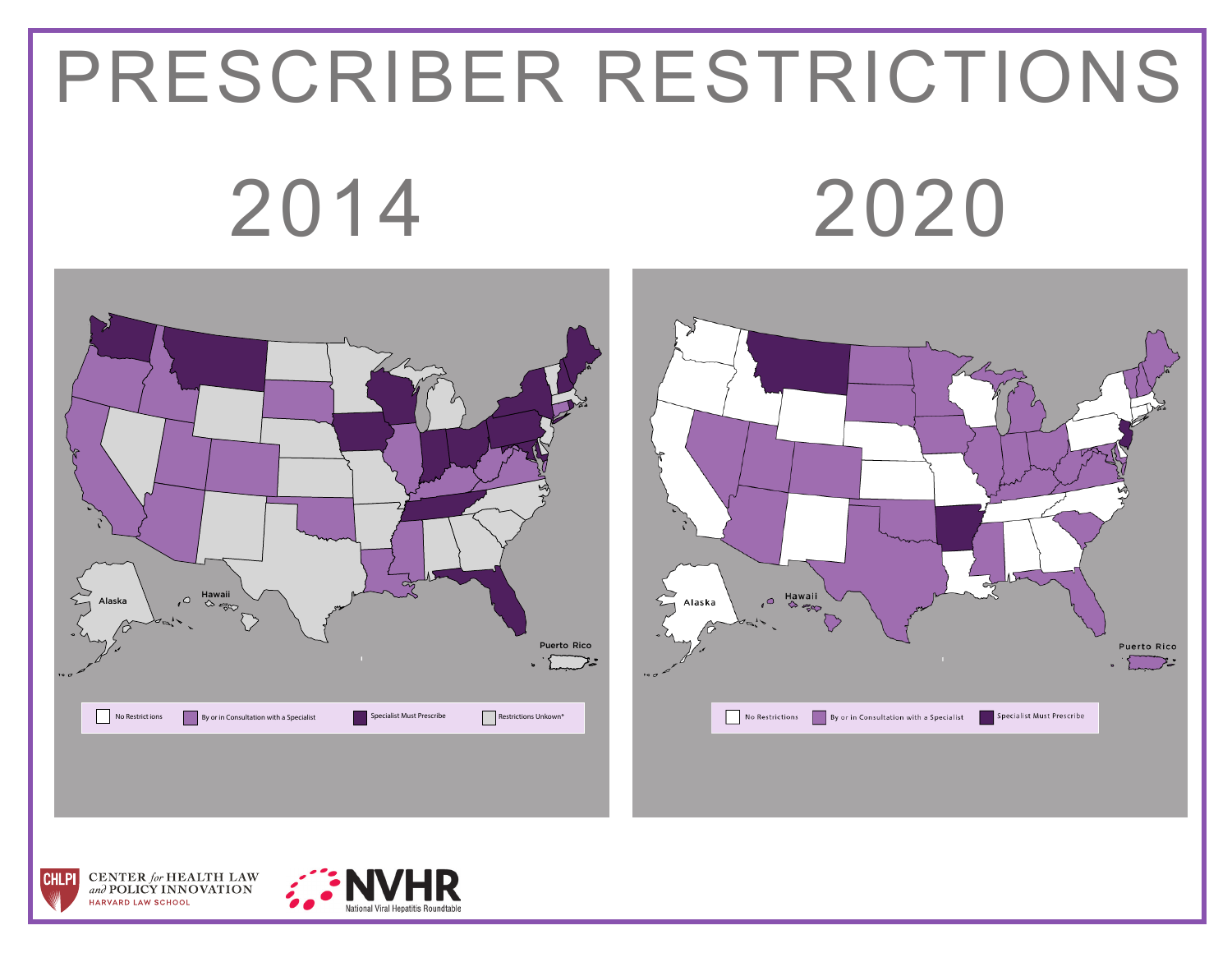# PRESCRIBER RESTRICTIONS

## 2014

Alaska

Hawaii

Puerto Rico

No Restrict ions | By or in Consultation with a Specialist | Specialist Must Prescribe | Restrictions Unkown*

## 2020

Alaska

Hawaii

Puerto Rico

No Restrictions | By or in Consultation with a Specialist | Specialist Must Prescribe

CHLPI CENTER *for* HEALTH LAW *and* POLICY INNOVATION HARVARD LAW SCHOOL

NVHR National Viral Hepatitis Roundtable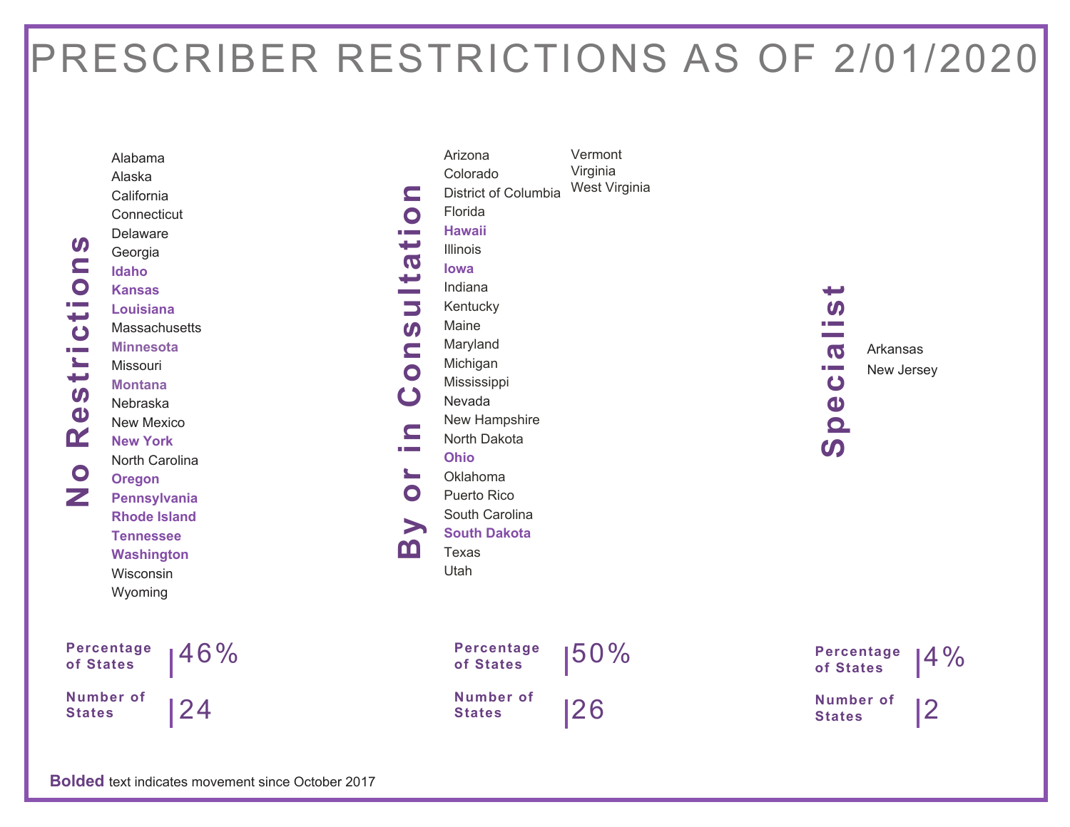# PRESCRIBER RESTRICTIONS AS OF 2/01/2020

## No Restrictions

- Alabama
- Alaska
- California
- Connecticut
- Delaware
- Georgia
- **Idaho**
- **Kansas**
- **Louisiana**
- Massachusetts
- **Minnesota**
- Missouri
- **Montana**
- Nebraska
- New Mexico
- **New York**
- North Carolina
- **Oregon**
- **Pennsylvania**
- **Rhode Island**
- **Tennessee**
- **Washington**
- Wisconsin
- Wyoming

**Percentage of States** | 46%

**Number of States** | 24

## By or in Consultation

- Arizona
- Colorado
- District of Columbia
- Florida
- **Hawaii**
- Illinois
- **Iowa**
- Indiana
- Kentucky
- Maine
- Maryland
- Michigan
- Mississippi
- Nevada
- New Hampshire
- North Dakota
- **Ohio**
- Oklahoma
- Puerto Rico
- South Carolina
- **South Dakota**
- Texas
- Utah
- Vermont
- Virginia
- West Virginia

**Percentage of States** | 50%

**Number of States** | 26

## Specialist

- Arkansas
- New Jersey

**Percentage of States** | 4%

**Number of States** | 2

**Bolded** text indicates movement since October 2017